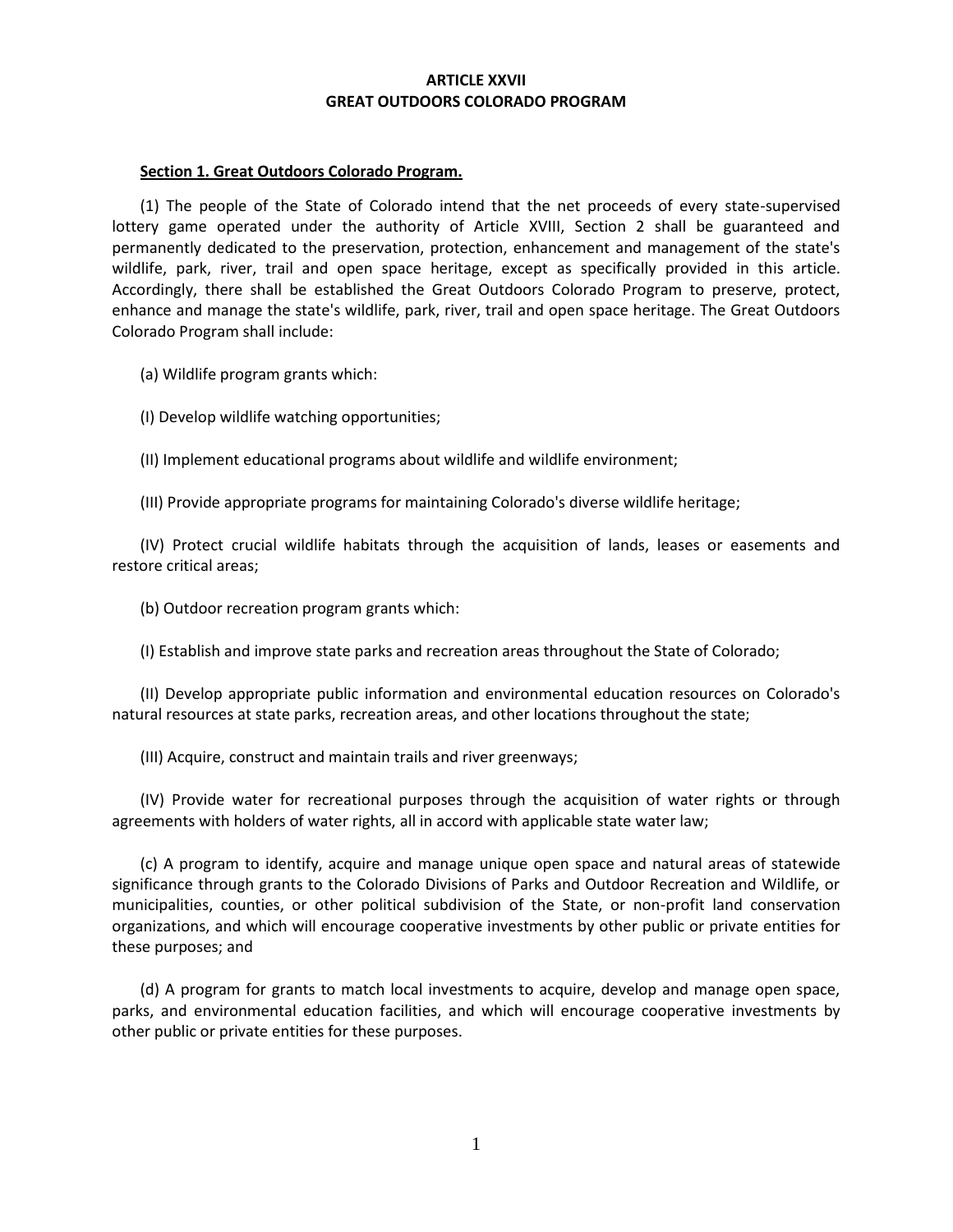# ARTICLE XXVII
# GREAT OUTDOORS COLORADO PROGRAM

**Section 1. Great Outdoors Colorado Program.**

(1) The people of the State of Colorado intend that the net proceeds of every state-supervised lottery game operated under the authority of Article XVIII, Section 2 shall be guaranteed and permanently dedicated to the preservation, protection, enhancement and management of the state's wildlife, park, river, trail and open space heritage, except as specifically provided in this article. Accordingly, there shall be established the Great Outdoors Colorado Program to preserve, protect, enhance and manage the state's wildlife, park, river, trail and open space heritage. The Great Outdoors Colorado Program shall include:

(a) Wildlife program grants which:

(I) Develop wildlife watching opportunities;

(II) Implement educational programs about wildlife and wildlife environment;

(III) Provide appropriate programs for maintaining Colorado's diverse wildlife heritage;

(IV) Protect crucial wildlife habitats through the acquisition of lands, leases or easements and restore critical areas;

(b) Outdoor recreation program grants which:

(I) Establish and improve state parks and recreation areas throughout the State of Colorado;

(II) Develop appropriate public information and environmental education resources on Colorado's natural resources at state parks, recreation areas, and other locations throughout the state;

(III) Acquire, construct and maintain trails and river greenways;

(IV) Provide water for recreational purposes through the acquisition of water rights or through agreements with holders of water rights, all in accord with applicable state water law;

(c) A program to identify, acquire and manage unique open space and natural areas of statewide significance through grants to the Colorado Divisions of Parks and Outdoor Recreation and Wildlife, or municipalities, counties, or other political subdivision of the State, or non-profit land conservation organizations, and which will encourage cooperative investments by other public or private entities for these purposes; and

(d) A program for grants to match local investments to acquire, develop and manage open space, parks, and environmental education facilities, and which will encourage cooperative investments by other public or private entities for these purposes.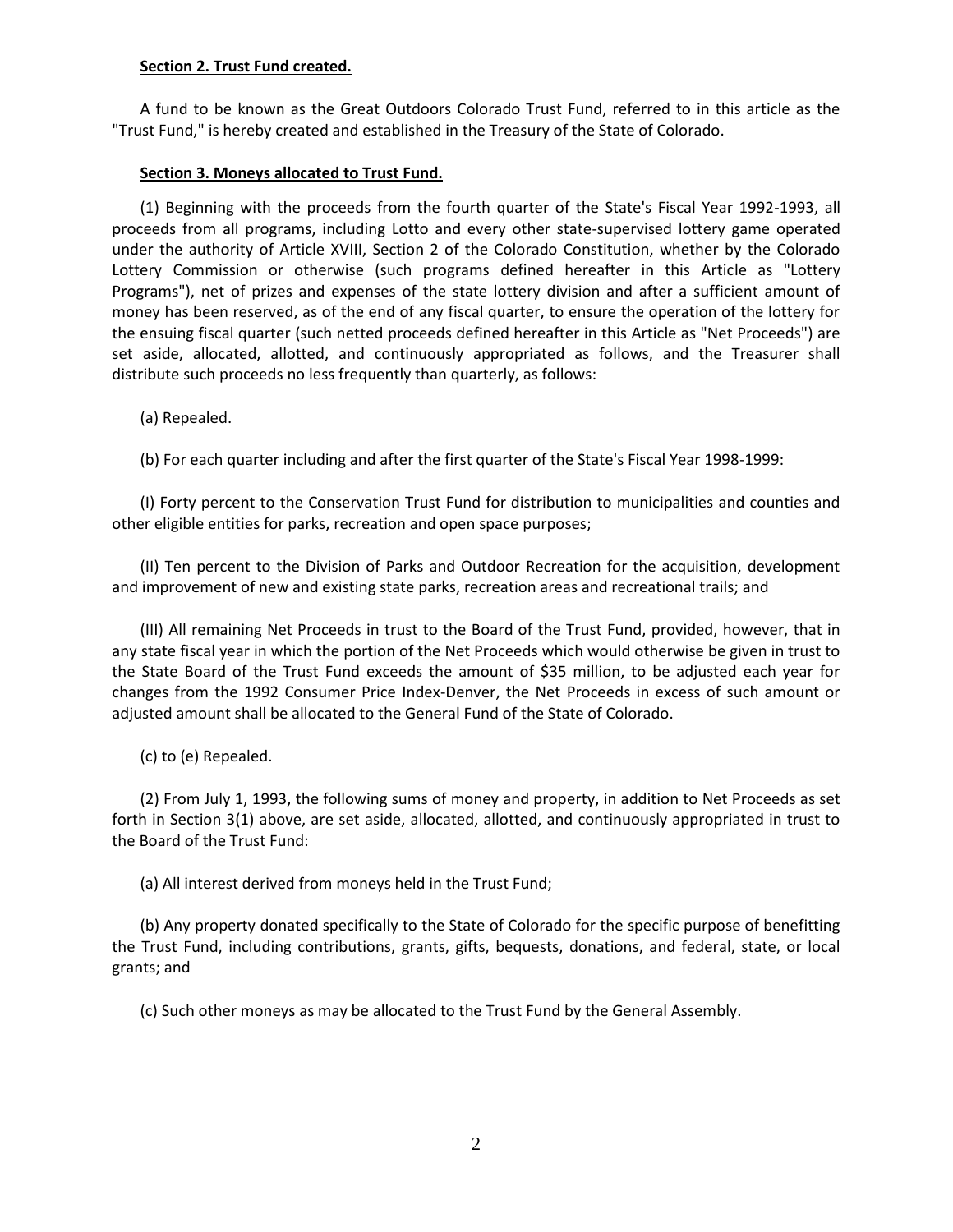**Section 2. Trust Fund created.**

A fund to be known as the Great Outdoors Colorado Trust Fund, referred to in this article as the "Trust Fund," is hereby created and established in the Treasury of the State of Colorado.

**Section 3. Moneys allocated to Trust Fund.**

(1) Beginning with the proceeds from the fourth quarter of the State's Fiscal Year 1992-1993, all proceeds from all programs, including Lotto and every other state-supervised lottery game operated under the authority of Article XVIII, Section 2 of the Colorado Constitution, whether by the Colorado Lottery Commission or otherwise (such programs defined hereafter in this Article as "Lottery Programs"), net of prizes and expenses of the state lottery division and after a sufficient amount of money has been reserved, as of the end of any fiscal quarter, to ensure the operation of the lottery for the ensuing fiscal quarter (such netted proceeds defined hereafter in this Article as "Net Proceeds") are set aside, allocated, allotted, and continuously appropriated as follows, and the Treasurer shall distribute such proceeds no less frequently than quarterly, as follows:

(a) Repealed.

(b) For each quarter including and after the first quarter of the State's Fiscal Year 1998-1999:

(I) Forty percent to the Conservation Trust Fund for distribution to municipalities and counties and other eligible entities for parks, recreation and open space purposes;

(II) Ten percent to the Division of Parks and Outdoor Recreation for the acquisition, development and improvement of new and existing state parks, recreation areas and recreational trails; and

(III) All remaining Net Proceeds in trust to the Board of the Trust Fund, provided, however, that in any state fiscal year in which the portion of the Net Proceeds which would otherwise be given in trust to the State Board of the Trust Fund exceeds the amount of $35 million, to be adjusted each year for changes from the 1992 Consumer Price Index-Denver, the Net Proceeds in excess of such amount or adjusted amount shall be allocated to the General Fund of the State of Colorado.

(c) to (e) Repealed.

(2) From July 1, 1993, the following sums of money and property, in addition to Net Proceeds as set forth in Section 3(1) above, are set aside, allocated, allotted, and continuously appropriated in trust to the Board of the Trust Fund:

(a) All interest derived from moneys held in the Trust Fund;

(b) Any property donated specifically to the State of Colorado for the specific purpose of benefitting the Trust Fund, including contributions, grants, gifts, bequests, donations, and federal, state, or local grants; and

(c) Such other moneys as may be allocated to the Trust Fund by the General Assembly.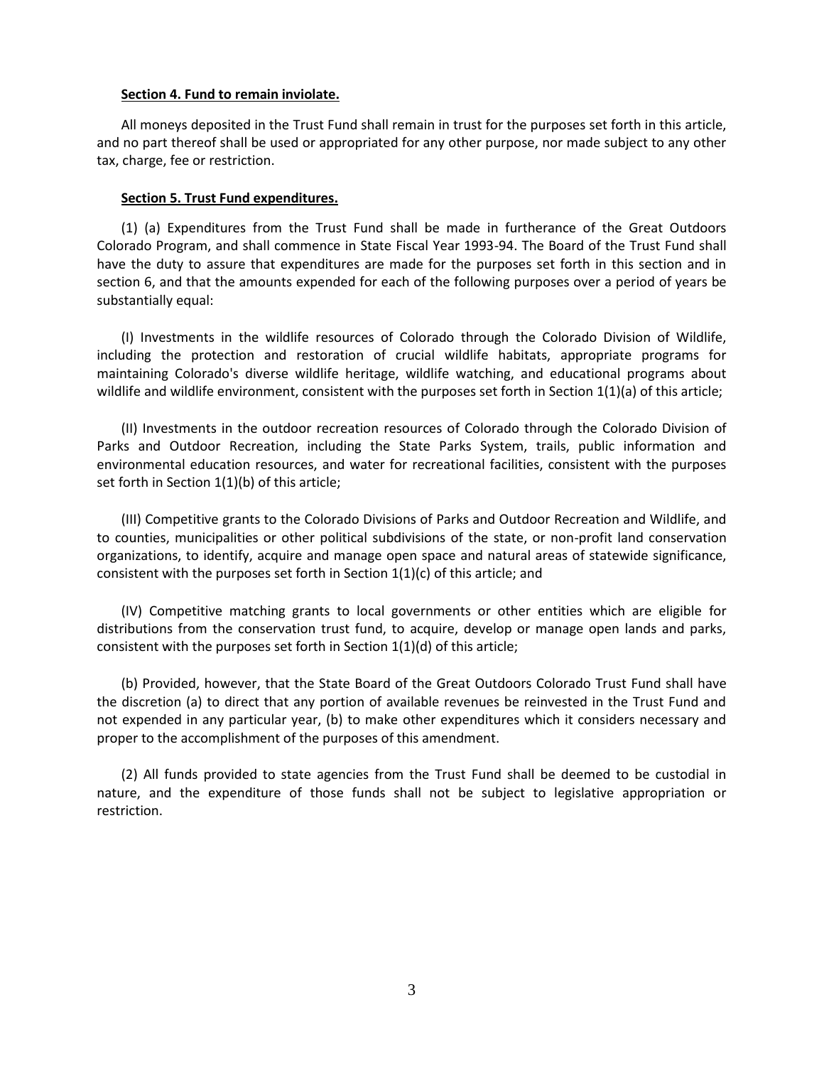**Section 4. Fund to remain inviolate.**

All moneys deposited in the Trust Fund shall remain in trust for the purposes set forth in this article, and no part thereof shall be used or appropriated for any other purpose, nor made subject to any other tax, charge, fee or restriction.

**Section 5. Trust Fund expenditures.**

(1) (a) Expenditures from the Trust Fund shall be made in furtherance of the Great Outdoors Colorado Program, and shall commence in State Fiscal Year 1993-94. The Board of the Trust Fund shall have the duty to assure that expenditures are made for the purposes set forth in this section and in section 6, and that the amounts expended for each of the following purposes over a period of years be substantially equal:

(I) Investments in the wildlife resources of Colorado through the Colorado Division of Wildlife, including the protection and restoration of crucial wildlife habitats, appropriate programs for maintaining Colorado's diverse wildlife heritage, wildlife watching, and educational programs about wildlife and wildlife environment, consistent with the purposes set forth in Section 1(1)(a) of this article;

(II) Investments in the outdoor recreation resources of Colorado through the Colorado Division of Parks and Outdoor Recreation, including the State Parks System, trails, public information and environmental education resources, and water for recreational facilities, consistent with the purposes set forth in Section 1(1)(b) of this article;

(III) Competitive grants to the Colorado Divisions of Parks and Outdoor Recreation and Wildlife, and to counties, municipalities or other political subdivisions of the state, or non-profit land conservation organizations, to identify, acquire and manage open space and natural areas of statewide significance, consistent with the purposes set forth in Section 1(1)(c) of this article; and

(IV) Competitive matching grants to local governments or other entities which are eligible for distributions from the conservation trust fund, to acquire, develop or manage open lands and parks, consistent with the purposes set forth in Section 1(1)(d) of this article;

(b) Provided, however, that the State Board of the Great Outdoors Colorado Trust Fund shall have the discretion (a) to direct that any portion of available revenues be reinvested in the Trust Fund and not expended in any particular year, (b) to make other expenditures which it considers necessary and proper to the accomplishment of the purposes of this amendment.

(2) All funds provided to state agencies from the Trust Fund shall be deemed to be custodial in nature, and the expenditure of those funds shall not be subject to legislative appropriation or restriction.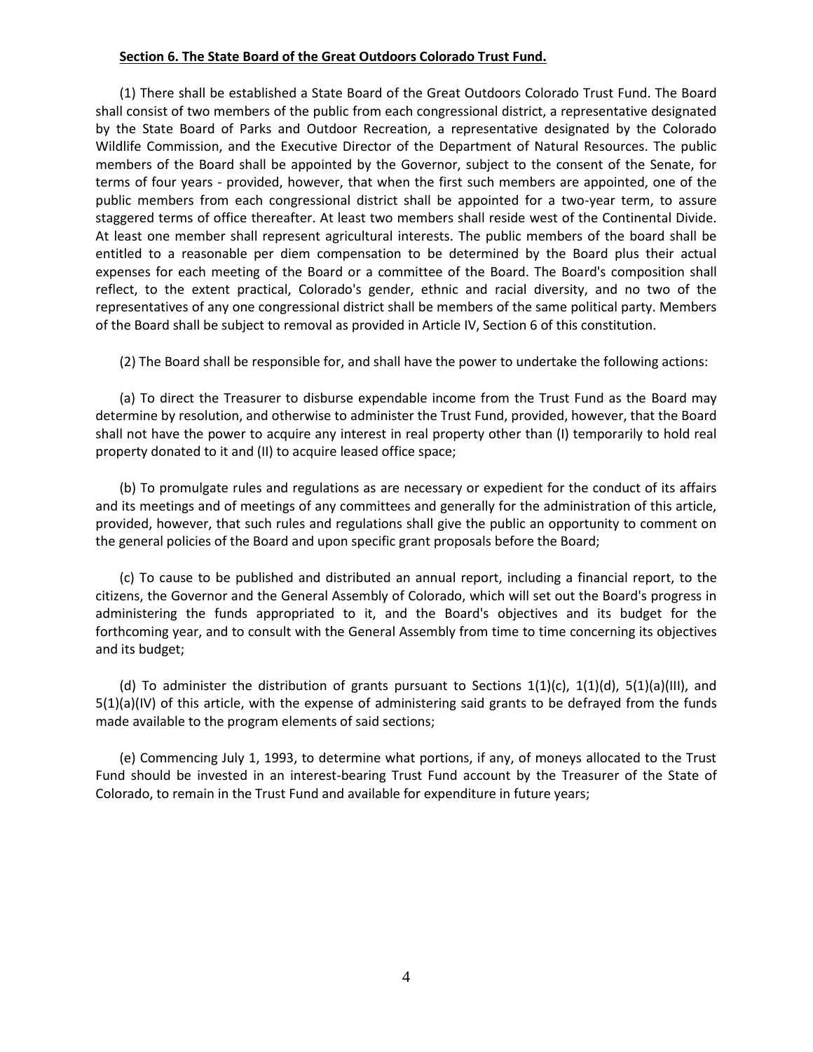**Section 6. The State Board of the Great Outdoors Colorado Trust Fund.**

(1) There shall be established a State Board of the Great Outdoors Colorado Trust Fund. The Board shall consist of two members of the public from each congressional district, a representative designated by the State Board of Parks and Outdoor Recreation, a representative designated by the Colorado Wildlife Commission, and the Executive Director of the Department of Natural Resources. The public members of the Board shall be appointed by the Governor, subject to the consent of the Senate, for terms of four years - provided, however, that when the first such members are appointed, one of the public members from each congressional district shall be appointed for a two-year term, to assure staggered terms of office thereafter. At least two members shall reside west of the Continental Divide. At least one member shall represent agricultural interests. The public members of the board shall be entitled to a reasonable per diem compensation to be determined by the Board plus their actual expenses for each meeting of the Board or a committee of the Board. The Board's composition shall reflect, to the extent practical, Colorado's gender, ethnic and racial diversity, and no two of the representatives of any one congressional district shall be members of the same political party. Members of the Board shall be subject to removal as provided in Article IV, Section 6 of this constitution.

(2) The Board shall be responsible for, and shall have the power to undertake the following actions:

(a) To direct the Treasurer to disburse expendable income from the Trust Fund as the Board may determine by resolution, and otherwise to administer the Trust Fund, provided, however, that the Board shall not have the power to acquire any interest in real property other than (I) temporarily to hold real property donated to it and (II) to acquire leased office space;

(b) To promulgate rules and regulations as are necessary or expedient for the conduct of its affairs and its meetings and of meetings of any committees and generally for the administration of this article, provided, however, that such rules and regulations shall give the public an opportunity to comment on the general policies of the Board and upon specific grant proposals before the Board;

(c) To cause to be published and distributed an annual report, including a financial report, to the citizens, the Governor and the General Assembly of Colorado, which will set out the Board's progress in administering the funds appropriated to it, and the Board's objectives and its budget for the forthcoming year, and to consult with the General Assembly from time to time concerning its objectives and its budget;

(d) To administer the distribution of grants pursuant to Sections 1(1)(c), 1(1)(d), 5(1)(a)(III), and 5(1)(a)(IV) of this article, with the expense of administering said grants to be defrayed from the funds made available to the program elements of said sections;

(e) Commencing July 1, 1993, to determine what portions, if any, of moneys allocated to the Trust Fund should be invested in an interest-bearing Trust Fund account by the Treasurer of the State of Colorado, to remain in the Trust Fund and available for expenditure in future years;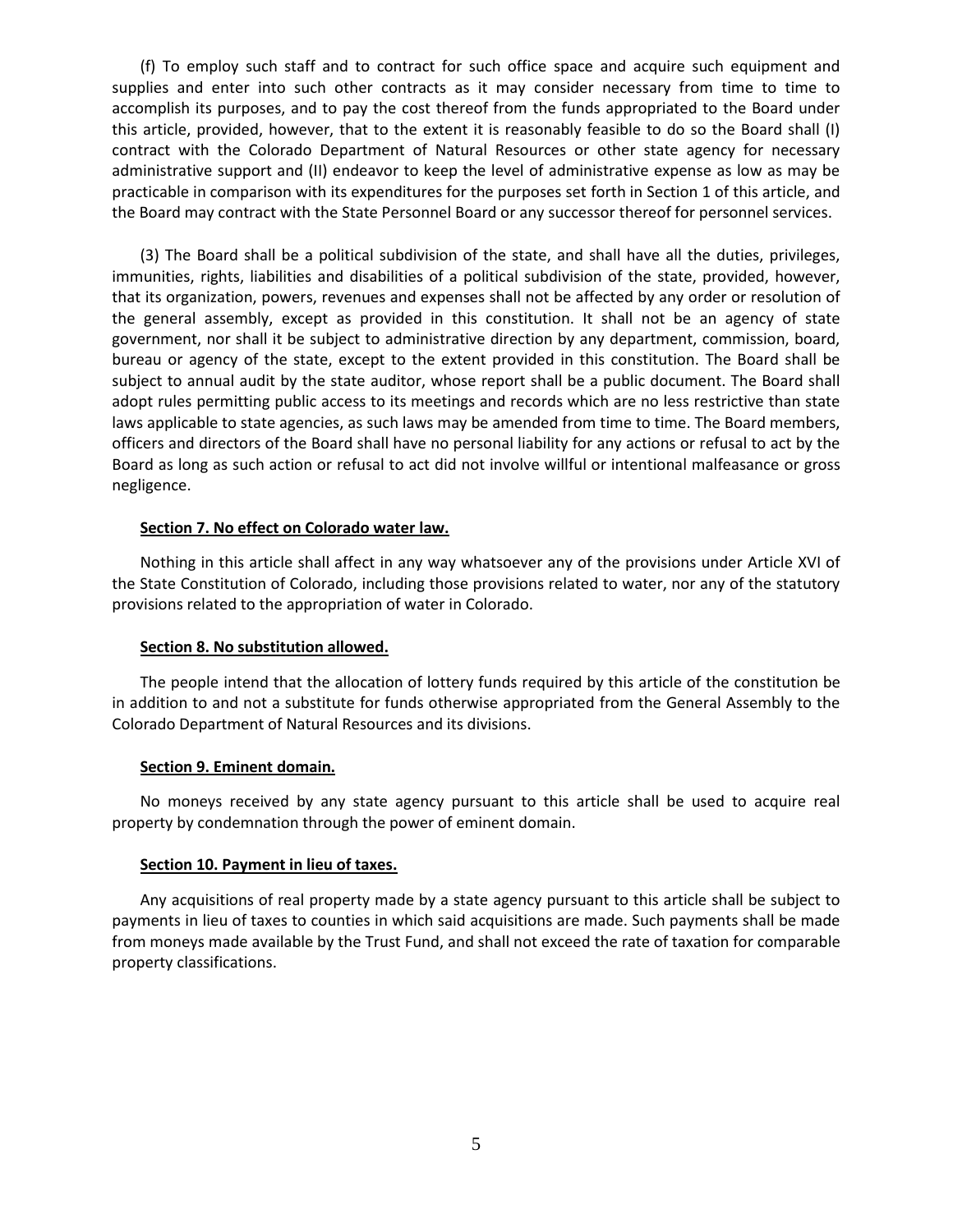(f) To employ such staff and to contract for such office space and acquire such equipment and supplies and enter into such other contracts as it may consider necessary from time to time to accomplish its purposes, and to pay the cost thereof from the funds appropriated to the Board under this article, provided, however, that to the extent it is reasonably feasible to do so the Board shall (I) contract with the Colorado Department of Natural Resources or other state agency for necessary administrative support and (II) endeavor to keep the level of administrative expense as low as may be practicable in comparison with its expenditures for the purposes set forth in Section 1 of this article, and the Board may contract with the State Personnel Board or any successor thereof for personnel services.

(3) The Board shall be a political subdivision of the state, and shall have all the duties, privileges, immunities, rights, liabilities and disabilities of a political subdivision of the state, provided, however, that its organization, powers, revenues and expenses shall not be affected by any order or resolution of the general assembly, except as provided in this constitution. It shall not be an agency of state government, nor shall it be subject to administrative direction by any department, commission, board, bureau or agency of the state, except to the extent provided in this constitution. The Board shall be subject to annual audit by the state auditor, whose report shall be a public document. The Board shall adopt rules permitting public access to its meetings and records which are no less restrictive than state laws applicable to state agencies, as such laws may be amended from time to time. The Board members, officers and directors of the Board shall have no personal liability for any actions or refusal to act by the Board as long as such action or refusal to act did not involve willful or intentional malfeasance or gross negligence.

**Section 7. No effect on Colorado water law.**

Nothing in this article shall affect in any way whatsoever any of the provisions under Article XVI of the State Constitution of Colorado, including those provisions related to water, nor any of the statutory provisions related to the appropriation of water in Colorado.

**Section 8. No substitution allowed.**

The people intend that the allocation of lottery funds required by this article of the constitution be in addition to and not a substitute for funds otherwise appropriated from the General Assembly to the Colorado Department of Natural Resources and its divisions.

**Section 9. Eminent domain.**

No moneys received by any state agency pursuant to this article shall be used to acquire real property by condemnation through the power of eminent domain.

**Section 10. Payment in lieu of taxes.**

Any acquisitions of real property made by a state agency pursuant to this article shall be subject to payments in lieu of taxes to counties in which said acquisitions are made. Such payments shall be made from moneys made available by the Trust Fund, and shall not exceed the rate of taxation for comparable property classifications.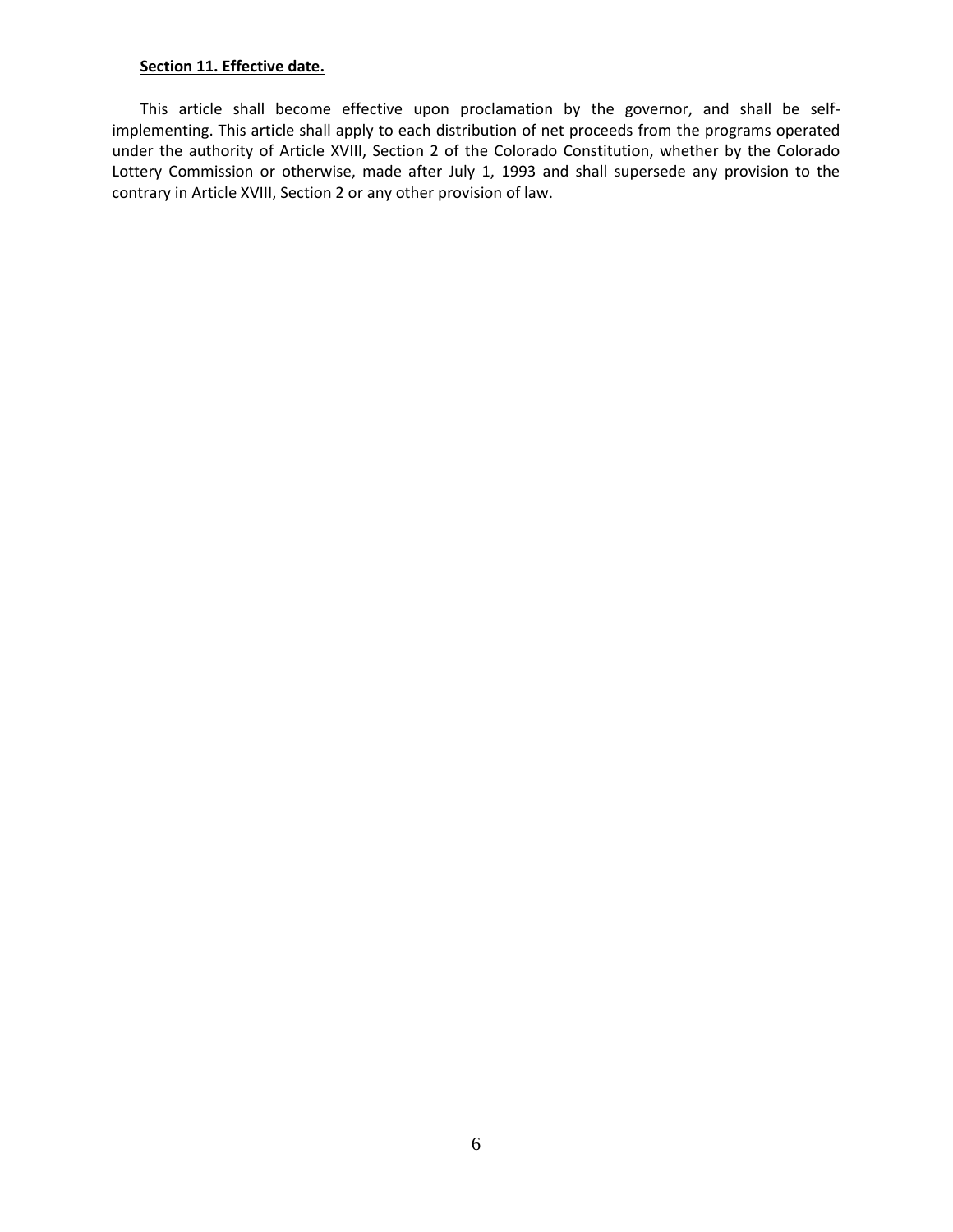**Section 11. Effective date.**

This article shall become effective upon proclamation by the governor, and shall be self-implementing. This article shall apply to each distribution of net proceeds from the programs operated under the authority of Article XVIII, Section 2 of the Colorado Constitution, whether by the Colorado Lottery Commission or otherwise, made after July 1, 1993 and shall supersede any provision to the contrary in Article XVIII, Section 2 or any other provision of law.